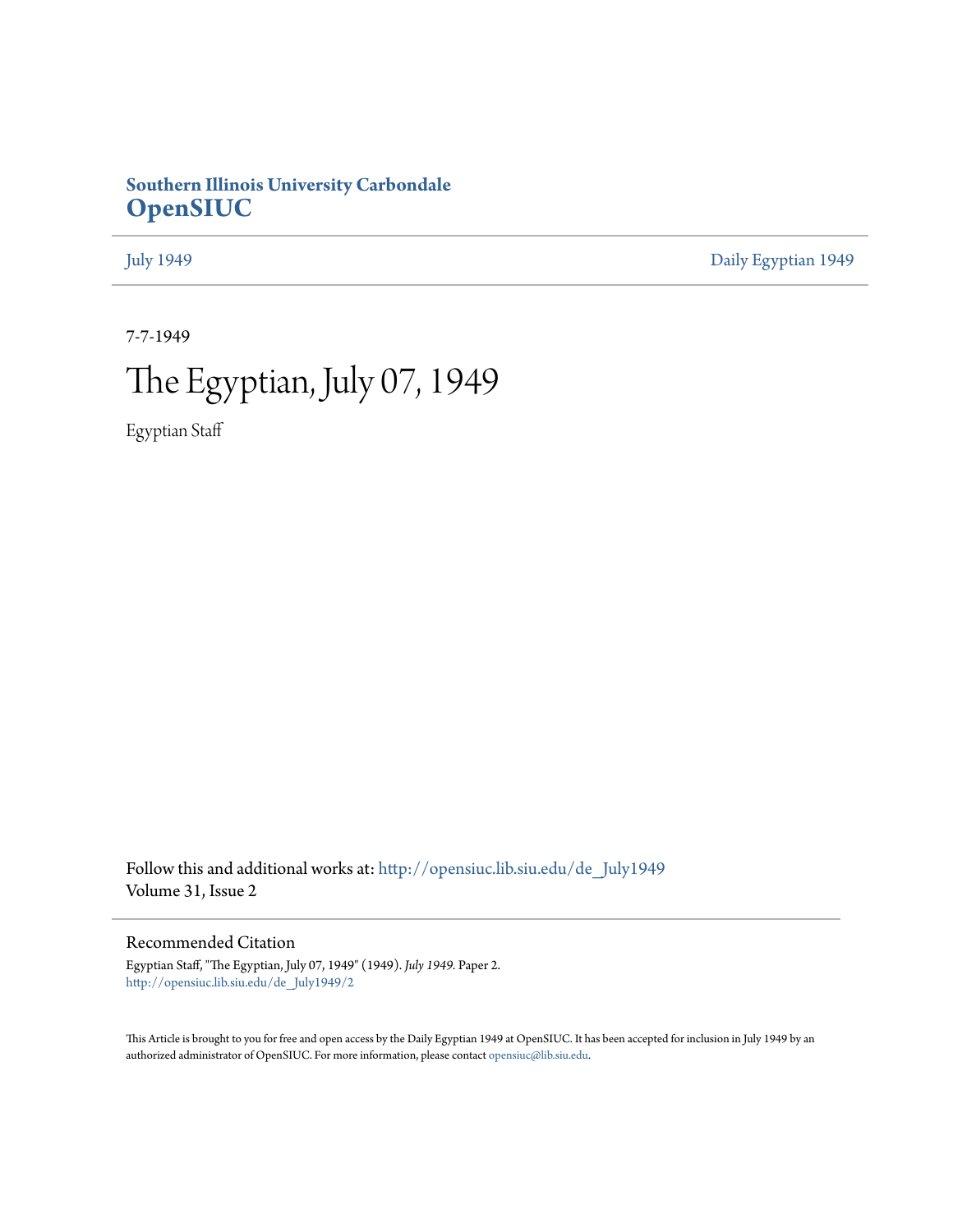**Southern Illinois University Carbondale**
**OpenSIUC**

July 1949 | Daily Egyptian 1949

7-7-1949

# The Egyptian, July 07, 1949

Egyptian Staff

Follow this and additional works at: http://opensiuc.lib.siu.edu/de_July1949
Volume 31, Issue 2

## Recommended Citation

Egyptian Staff, "The Egyptian, July 07, 1949" (1949). *July 1949.* Paper 2.
http://opensiuc.lib.siu.edu/de_July1949/2

This Article is brought to you for free and open access by the Daily Egyptian 1949 at OpenSIUC. It has been accepted for inclusion in July 1949 by an authorized administrator of OpenSIUC. For more information, please contact opensiuc@lib.siu.edu.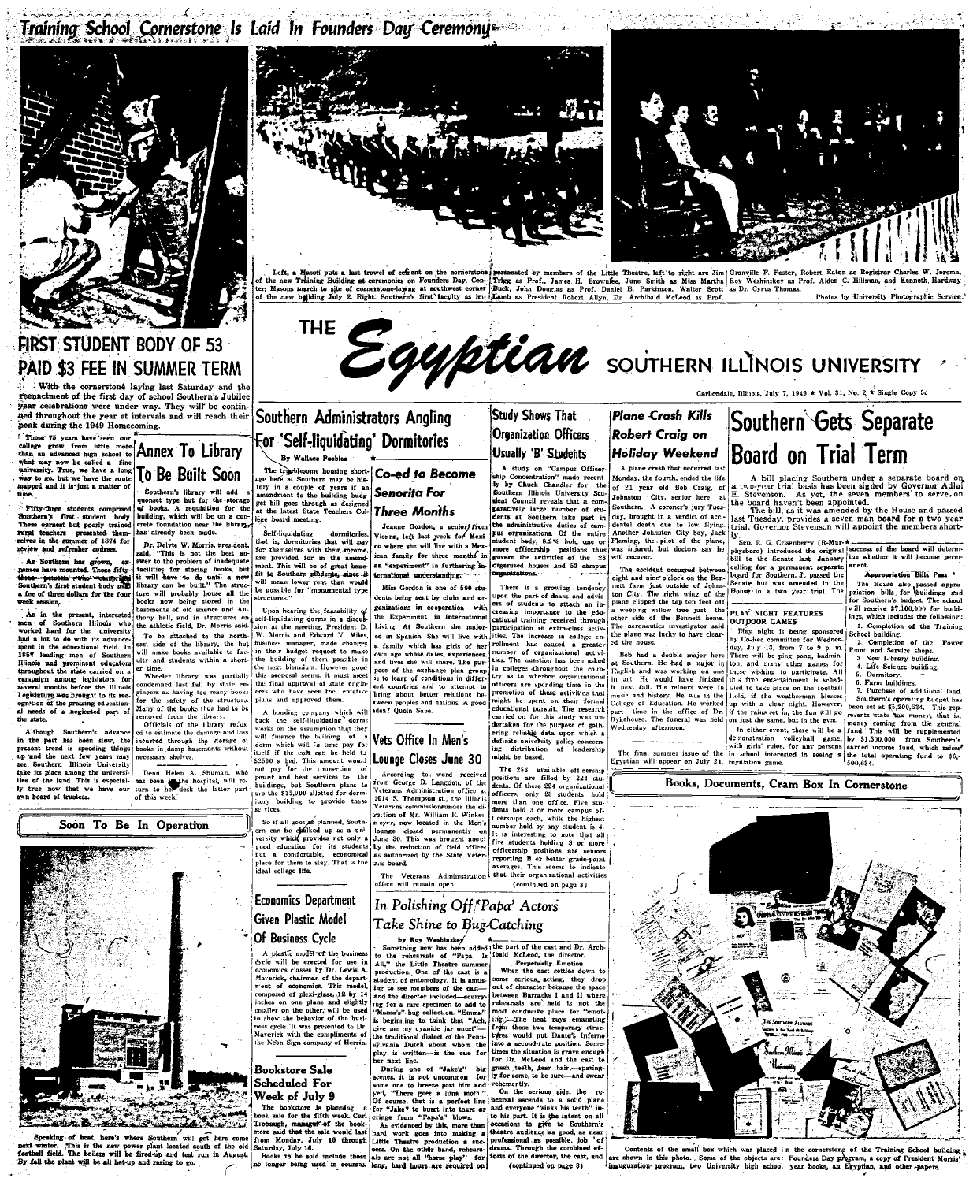# Training School Cornerstone Is Laid In Founders Day Ceremony

Left, a Mason puts a last trowel of cement on the cornerstone of the new Training Building at ceremonies on Founders Day. Center, Masons march to site of cornerstone-laying at southwest corner of the new building July 2. Right, Southern's first faculty as impersonated by members of the Little Theatre, left to right are Jim Trigg as Prof., James H. Brownlee, June Smith as Miss Martha Buck, John Douglas as Prof. Daniel B. Parkinson, Walter Scott Lamb as President Robert Allyn, Dr. Archibald McLeod as Prof. Granville F. Foster, Robert Eaton as Registrar Charles W. Jerome, Roy Weshinskey as Prof. Alden C. Hillman, and Kenneth Hardway as Dr. Cyrus Thomas.

Photos by University Photographic Service.

# THE Egyptian SOUTHERN ILLINOIS UNIVERSITY

Carbondale, Illinois, July 7, 1949 * Vol. 31, No. 2 * Single Copy 5c

## FIRST STUDENT BODY OF 53 PAID $3 FEE IN SUMMER TERM

With the cornerstone laying last Saturday and the reenactment of the first day of school Southern's Jubilee year celebrations were under way. They will be continued throughout the year at intervals and will reach their peak during the 1949 Homecoming.

Those 75 years have seen our college grow from little more than an advanced high school to what may now be called a fine university. True, we have a long way to go, but we have the route mapped and it is just a matter of time.

Fifty-three students comprised Southern's first student body. These earnest but poorly trained rural teachers presented themselves in the summer of 1874 for review and refresher courses.

As Southern has grown, expenses have mounted. Those fifty-three persons who comprised Southern's first student body paid a fee of three dollars for the four week session.

As in the present, interested men of Southern Illinois who worked hard for the university had a lot to do with its advancement in the educational field. In 1869 leading men of Southern Illinois and prominent educators throughout the state carried on a campaign among legislators for several months before the Illinois Legislature was brought to its recognition of the pressing educational needs of a neglected part of the state.

Although Southern's advance in the past has been slow, the present trend is speeding things up and the next few years may see Southern Illinois University take its place among the universities of the land. This is especially true now that we have our own board of trustees.

## Annex To Library To Be Built Soon

Southern's library will add a quonset type hut for the storage of books. A requisition for the building, which will be on a concrete foundation near the library, has already been made.

Dr. Delyte W. Morris, president, said, "This is not the best answer to the problem of inadequate facilities for storing books, but it will have to do until a new library can be built." The structure will probably house all the books now being stored in the basements of old science and Anthony hall, and in structures on the athletic field, Dr. Morris said.

To be attached to the northeast side of the library, the hut will make books available to faculty and students within a shorter time.

Wheeler library was partially condemned last fall by state engineers as having too many books for the safety of the structure. Many of the books then had to be removed from the library.

Officials of the library refuse to estimate the damage and loss incurred through the storage of books in damp basements without necessary shelves.

Dean Helen A. Shuman, who has been in the hospital, will return to her desk the latter part of this week.

## Soon To Be In Operation

Speaking of heat, here's where Southern will get hers come next winter. This is the new power plant located south of the old football field. The boilers will be fired-up and test run in August. By fall the plant will be all het-up and raring to go.

## Southern Administrators Angling For 'Self-liquidating' Dormitories

**By Wallace Peebles**

The troublesome housing shortage here at Southern may be history in a couple of years if an amendment to the building budget bill goes through as designed at the latest State Teachers College board meeting.

Self-liquidating dormitories, that is, dormitories that will pay for themselves with their income, are provided for in the amendment. This will be of great benefit to Southern students, since it will mean lower rent than would be possible for "monumental type structures."

Upon hearing the feasability of self-liquidating dorms in a discussion at the meeting, President D. W. Morris and Edward V. Miles, business manager, made changes in their budget request to make the building of them possible in the next biennium. However good this proposal seems, it must meet the final approval of state engineers who have seen the tentative plans and approved them.

A bonding company which will back the self-liquidating dorms works on the assumption that they will finance the building of a dorm which will in time pay for itself if the cost can be held to $2500 a bed. This amount would not pay for the connection of power and heat services to the buildings, but Southern plans to use the $35,000 allotted for dormitory building to provide those services.

So if all goes as planned, Southern can be chalked up as a university which provides not only a good education for its students but a comfortable, economical place for them to stay. That is the ideal college life.

## Co-ed to Become Senorita For Three Months

Jeanne Gordon, a senior from Vienna, left last week for Mexico where she will live with a Mexican family for three months in an "experiment" in furthering international understanding.

Miss Gordon is one of 500 students being sent by clubs and organizations in cooperation with the Experiment in International Living. At Southern she majored in Spanish. She will live with a family which has girls of her own age whose dates, experiences, and lives she will share. The purpose of the exchange plan group is to learn of conditions in different countries and to attempt to bring about better relations between peoples and nations. A good idea? Quein Sabe.

## Vets Office In Men's Lounge Closes June 30

According to word received from George D. Langdon, of the Veterans Administration office at 1614 S. Thompson st., the Illinois Veterans commission under the direction of Mr. William R. Winkemeyer, now located in the Men's lounge closed permanently on June 30. This was brought about by the reduction of field offices as authorized by the State Veterans board.

The Veterans Administration office will remain open.

## Economics Department Given Plastic Model Of Business Cycle

A plastic model of the business cycle will be erected for use in economics classes by Dr. Lewis A. Maverick, chairman of the department of economics. This model, composed of plexi-glass, 12 by 14 inches on one plane and slightly smaller on the other, will be used to show the behavior of the business cycle. It was presented to Dr. Maverick with the compliments of the Nebn-Sign company of Herrin.

## Bookstore Sale Scheduled For Week of July 9

The bookstore is planning a book sale for the fifth week. Carl Tiobaugh, manager of the bookstore said that the sale would last from Monday, July 10 through Saturday, July 16.

Books to be sold include those no longer being used in courses,

## Study Shows That Organization Officers Usually 'B' Students

A study on "Campus Officership Concentration" made recently by Chuck Chandler for the Southern Illinois University Student Council reveals that a comparatively large number of students at Southern take part in the administrative duties of campus organizations. Of the entire student body, 8.2% hold one or more officership positions that govern the activities of the 23 organized houses and 53 campus organizations.

There is a growing tendency upon the part of deans and advisers of students to attach an increasing importance to the educational training received through participation in extra-class activities. The increase in college enrollment has caused a greater number of organizational activities. The question has been asked in colleges throughout the country as to whether organizational officers are spending time in the promotion of these activities that might be spent on their formal educational pursuit. The research carried on for this study was undertaken for the purpose of gathering reliable data upon which a definite university policy concerning distribution of leadership might be based.

The 253 available officership positions are filled by 224 students. Of these 224 organizational officers, only 23 students hold more than one office. Five students hold 3 or more campus officerships each, while the highest number held by any student is 4. It is interesting to note that all five students holding 3 or more officership positions are seniors reporting B or better grade-point averages. This seems to indicate that their organizational activities

(continued on page 3)

## In Polishing Off 'Papa' Actors Take Shine to Bug-Catching

**by Roy Weshinskey**

Something new has been added to the rehearsals of "Papa Is All," the Little Theatre summer production. One of the cast is a student of entomology. It is amusing to see members of the cast—and the director included—scurrying for a rare specimen to add to "Mama's" bug collection. "Emma" is beginning to think that "Ach, give me my cyanide jar once!"—the traditional dialect of the Pennsylvania Dutch about whom the play is written—is the cue for her next line.

During one of "Jake's" big scenes, it is not uncommon for some one to breeze past him and yell, "There goes a luna moth." Of course, that is a perfect line for "Jake" to burst into tears or cringe from "Papa's" blows.

As evidenced by this, more than hard work goes into making a Little Theatre production a success. On the other hand, rehearsals are not all "home play" for long, hard hours are required on the part of the cast and Dr. Archibald McLeod, the director.

**Perpetually Emotion**

When the cast settles down to some serious, acting, they drop out of character because the space between Barracks 1 and 11 where rehearsals are held is not the most conducive place for "emoting." The heat rays emanating from those two temporary structures would put Dante's Inferno into a second-rate position. Sometimes the situation is grave enough for Dr. McLeod and the cast to gnash teeth, tear hair,—sparingly for some, to be sure—and swear vehemently.

On the serious side, the rehearsal ascends to a solid plane and everyone "sinks his teeth" into his part. It is the intent on all occasions to give to Southern's theatre audience as good, as near professional as possible, job of drama. Through the combined efforts of the director, the cast, and

(continued on page 3)

## Plane Crash Kills Robert Craig on Holiday Weekend

A plane crash that occurred last Monday, the fourth, ended the life of 21 year old Bob Craig, of Johnston City, senior here at Southern. A coroner's jury Tuesday, brought in a verdict of accidental death due to low flying. Another Johnston City boy, Jack Fleming, the pilot of the plane, was injured, but doctors say he will recover.

The accident occurred between eight and nine o'clock on the Bennett farm just outside of Johnston City. The right wing of the plane clipped the top ten feet off a weeping willow tree just the other side of the Bennett home. The aeronautics investigator said the plane was lucky to have cleared the house.

Bob had a double major here at Southern. He had a major in English and was working on one in art. He would have finished it next fall. His minors were in music and history. He was in the College of Education. He worked part time in the office of Dr. Dykehouse. The funeral was held Wednesday afternoon.

The final summer issue of the Egyptian will appear on July 21.

## Southern Gets Separate Board on Trial Term

A bill placing Southern under a separate board on a two-year trial basis has been signed by Governor Adlai E. Stevenson. As yet, the seven members to serve on the board haven't been appointed.

The bill, as it was amended by the House and passed last Tuesday, provides a seven man board for a two year trial. Governor Stevenson will appoint the members shortly.

Sen. R. G. Crisenberry (R-Murphysboro) introduced the original bill to the Senate last January calling for a permanent separate board for Southern. It passed the Senate but was amended in the House to a two year trial. The success of the board will determine whether it will become permanent.

**Appropriation Bills Pass**

The House also passed appropriation bills for buildings and for Southern's budget. The school will receive $7,100,000 for buildings, which includes the following:

1. Completion of the Training School building.
2. Completion of the Power Plant and Service shops.
3. New Library building.
4. Life Science building.
5. Dormitory.
6. Farm buildings.
7. Purchase of additional land.

Southern's operating budget has been set at $5,200,634. This represents state tax money, that is, money coming from the general fund. This will be supplemented by $1,300,000 from Southern's earned income fund, which raises the total operating fund to $6,500,634.

## PLAY NIGHT FEATURES OUTDOOR GAMES

Play night is being sponsored by Co-Rec committee for Wednesday, July 13, from 7 to 9 p. m. There will be ping pong, badminton, and many other games for those wishing to participate. All this free entertainment is scheduled to take place on the football field, if the weatherman blesses up with a clear night. However, if the rains set in, the fun will go on just the same, but in the gym.

In either event, there will be a demonstration volleyball game, with girls' rules, for any persons in school interested in seeing a regulation game.

## Books, Documents, Cram Box In Cornerstone

Contents of the small box which was placed in the cornerstone of the Training School building are shown in this photo. Some of the objects are: Founders Day program, a copy of President Morris' inauguration program, two University high school year books, an Egyptian, and other papers.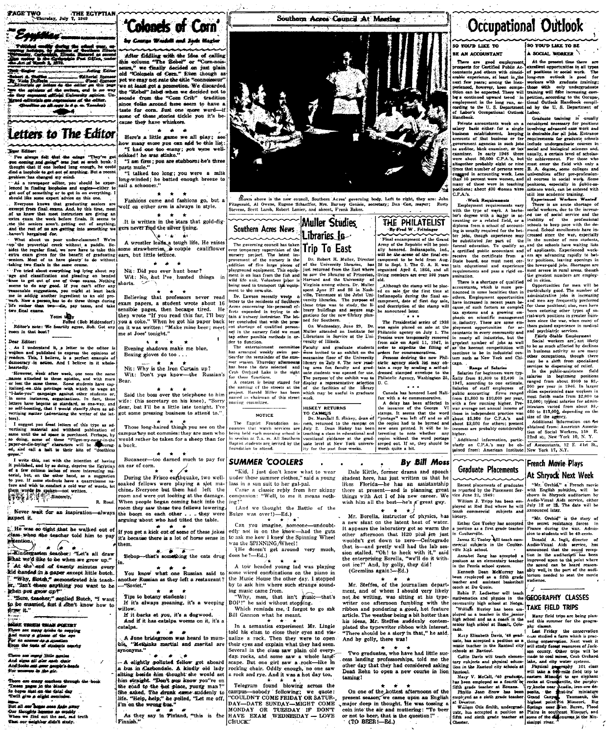# Letters to The Editor

Published weekly during the school year, excepting holidays, by students of Southern Illinois University, Carbondale, Illinois. Entered as second class matter in the Carbondale Post Office, under the Act of March 3, 1879.

Jack Hagler ........ Acting Editor
Robert A. Steffes ........ Editorial Sponsor
Dr. Viola DuFrain ........ Fiscal Sponsor

Editorials or letters to the editor on this page are the opinions of the writers, and in no way do they represent official University opinion. Unsigned editorials are expressions of the editor.

(Deadline on all copy is 4 p. m. Tuesday)

Dear Editor:

I've always felt that the adage "They've got you coming and going" was just so much bunk. I thought that if one looked long enough, he could find a loophole to get out of anything. But a recent problem has changed my mind.

As a newspaper editor, you should be experienced in finding loopholes and angles—either to get out of something or to get in on everything. I should like some expert advice on this one.

Everyone knows that graduating seniors are exempt from final exams. And, by this time, most of us know that most instructors are giving an extra exam the week before finals. It seems to me the seniors aren't getting out of anything, and the rest of us are getting into something we haven't bargained for.

What about us poor under-classmen? We're up the proverbial creek without a paddle. Besides the regular final, we now have to take this extra exam given for the benefit of graduating seniors. Most of us have plenty to do without taking two finals in the same course.

I've tried about everything but lying about my age and classification and pleading on bended knee to get out of one of these exams. Nothing seems to do any good. If you can't offer any reasonable suggestions, you might at least back me in adding another ingredient to an old proverb. Now a person has to do three things during life rather than two—die, pay taxes, and take two final exams.

Yours truly
Foiled (Bob Middendorf)

Editor's note: We heartily agree, Bob. Get any room in that boat?

Dear Editor:

As I understand it, a letter to the editor is written and published to express the opinions of readers. This, I believe, is a perfect example of democracy in action. And I believe in it wholeheartedly.

However, week after week, one sees the same names attached to these epistles, and with more or less the same theme. Some students have capitalized on this privilege with which to wage an "I-hate-you" campaign against other students or, in some instances, organizations. In fact, these letters have become so standard, so one-way, and so self-boosting, that I would classify them as advertising matter (advertising the writer of the letters).

I suggest you treat letters of this type as advertising material and withhold publication of same until the ad space is purchased. Perhaps, by so doing, some of these "I'll-get-my-name-in-the-paper-or-die-trying" characters will be discouraged, and call a halt to their bits of "deathless prose."

I write this, not with the intention of having it published, and by so doing, deprive the Egyptian of a few column inches of more interesting material, but, on the other hand, as a suggestion to you. If some students have a quarrelsome nature and wish to conduct a cold war of words, let these words be spoken—not written.

Sincerely,
R. Rossi.

Never wait for an inspiration—always expect it.

He was so tight that he walked out of class when the teacher told him to pay attention.

Kindergarten teacher: "Let's all draw what we'd like to be when we grow up."

At the end of twenty minutes every kid handed in a paper except little Butch.

"Why, Butch," remonstrated his teacher, "isn't there anything you want to be when you grow up?"

"Sure, teacher," replied Butch, "I want to be married, but I don't know how to draw it."

**MORE TRUTH THAN POETRY**

There are many tricks to copying
And many a glance of the eye
For an answer to a question
From the tests of students nearby

There are many little ponies
And signs all over each chair
And looks cast over people's heads
For answers in the air.

There are many snakes through the book
Twixt pages in the binder
In hopes that on the fatal day
'Twill give a slight reminder.

But all our hopes soon fade away
Our thoughts become so empty
When we find out the sad, sad truth
That our neighbor didn't study.

# 'Colonels of Corn'

*by George Waddell and Jack Hagler*

After fiddling with the idea of calling this column "The Rebel" or "Corn-noisseurs," we finally decided on just plain old "Colonels of Corn." Even though as yet we may not rate the title "connoisseur" we at least got a promotion. We discarded the "Rebel" label when we decided not to secede from the "Corn Crib" tradition since folks around here seem to have a taste for corn. Just one more word—if some of these stories tickle you it's because they have whiskers.

\* \* \*

Here's a little game we all play; see how many more you can add to this list;
"I had one too many; you were well-soaked! he was stinko."
"I am firm; you are stubborn; he's three parts mule."
"I talked too long; you were a mite long-winded; he batted enough breeze to sail a schooner."

\* \* \*

Fashions come and fashions go, but a wolf on either arm is always in style.

\* \* \*

It is written in the stars that gold-diggers never find the silver lining.

\* \* \*

A wrestler leads a tough life. He raises some strawberries, a couple cauliflower ears, but little lettuce.

\* \* \*

Nit: Did you ever hunt bear?
Wit: No, but I've hunted things in shorts.

\* \* \*

Believing that professors never read exam papers, a student wrote about 16 sensible pages, then became tired. He then wrote "If you read this far, I'll buy you a coke." When he got his paper back on it was written: "Make mine beer; meet me at Joes' tonight."

\* \* \*

Evening shadows make me blue,
Boxing gloves do too . . .

\* \* \*

Nit: Why is the Iron Curtain up?
Wit: Don't you know—the Russian's Bear.

\* \* \*

Said the boss over the telephone to him wife: (his secretary on his knee), "Sorry dear, but I'll be a little late tonight. I've got some pressing business to attend to.".

\* \* \*

Those long-haired things you see on the campus are not commies: they are men who would rather be taken for a sheep than for a buck.

\* \* \*

Bucaneer—too darned much to pay for an ear of corn.

\* \* \*

During the Frisco earthquake, two well-soaked fellows were playing a slot machine. Everyone but them had left the room and were out looking at the damage. When people began coming back into the room they saw these two fellows lowering the boom on each other . . . they were arguing about who had tilted the table.

\* \* \*

If you get a kick out of some of these jokes it's because there is a lot of horse sense in them.

\* \* \*

Bebop—that's something the cats drug in.

\* \* \*

You know what one Russian said to another Russian as they left a restaurant? —"Soviet."

\* \* \*

Tips to botany students:
If it's always moaning, it's a weeping willow.
If it barks at you, it's a dogwood.
And if it has catalpa worms on it, it's a catalpa.

\* \* \*

A June bridegroom was heard to mumble, "Methinks martial and marital are synonyms."

\* \* \*

A slightly polluted fellow got aboard a bus in Carbondale. A kindly old lady sitting beside him thought she would set him straight. "Don't you know you're on the road to the hot place, young man?" She asked. The drunk came suddenly to life. "Help, help," he yelled, "Let me off, I'm on the wrong bus."

\* \* \*

As they say in Finland, "this is the Finnish."

## Southern Acres Council At Meeting

Shown above is the new council, Southern Acres' governing body. Left to right, they are: John Fitzgerald, Al Owens, Eugene Schaeffer, Mrs. Barney Genisie, secretary; Dan Cox, mayor; Rusty Stevens, Scott Lamb, Robert Lanier, and absent, Frank Baker.

## Southern Acres News

The governing council has taken over temporary supervision of the nursery project. The latest improvement of the nursery is the addition of five large pieces of playground equipment. This equipment is on loan from the fish and wild life unit. Volunteer labor is being used to transport this equipment to the new site.

Dr. Lawson recently wrote a letter to the residents of Southern Acres concerning his personal efforts expended in trying to obtain a nursery instructor. The letter concluded that with the present shortage of qualified personnel in the nursery field we must tap other possible methods in order to function.

The entertainment committee has arranged weekly swim parties for the remainder of the summer session. Thursday afternoons has been the date selected and Crab Orchard Lake is the sight for these functions.

A contest is being staged for the naming of the streets at the project. Harold Miller has been named as chairman of this street naming committee.

**NOTICE**

The Baptist Foundation announces that watch services are being held each morning school is in session at 7 a. m. All Southern Baptist students are invited by the foundation to attend.

## Muller Studies Libraries In Trip To East

Dr. Robert H. Muller, Director of the University libraries, has just returned from the East where he saw the libraries of Princeton, Harvard and the University of Virginia among others. Dr. Muller spent June 27 and 28 in Nashville, Tennessee at the Joint University libraries. The purpose of these trips was to study the library buildings and secure suggestions for the new library planned for Southern.

On Wednesday, June 29, Dr. Muller attended an Institute for Librarians in Service at the University of Illinois.

Faculty and graduate students were invited to an exhibit on the mezzanine floor of the University library on July 6. The new reading area for faculty and graduate students was opened for use. The purpose of the exhibit was to display a representative selection of the facilities of the library which may be useful in graduate work.

**HISKEY RETURNS TO CAMPUS**

Dr. Marshall S. Hiskey, dean of men, returned to the campus on July 2. Dean Hiskey has been teaching a class in educational and vocational guidance at the graduate level at New York University for the past four weeks.

## THE PHILATELIST

*By Fred W. Fritzinger*

Final encampment of the Grand Army of the Republic will be postally honored. Indianapolis, Ind., will be the scene of the final encampment to be held from Aug. 28 to Sept. 1. The G. A. R. was organized April 6, 1866, and all living members are over 100 years old.

Although the stamp will be placed on sale for the first time at Indianapolis during the final encampment, date of first day sale, and description of the stamp will be announced later.

\* \* \*

The Presidential series of 1938 was again placed on sale at the Philatelic agency on July 1. The Prexies were temporarily removed from sale on April 11, 1947, in order to expedite the filling of orders for commemoratives.

Persons desiring the new Philatelic agency stock list may obtain a copy by sending a self-addressed stamped envelope to the Philatelic Agency, Washington 25, D. C.

\* \* \*

Canada has honored Lord Halifax with a 4c commemorative.

A delay has been affected in the issuance of the George VI stamps. It seems that the word "postage" was left off and so all the copies had to be burned and new ones printed. It will be interesting to note whether any copies without the word postage seeped out. If so, they should be worth quite a bit.

# Occupational Outlook

## SO YOU'D LIKE TO BE AN ACCOUNTANT

There are good employment prospects for Certified Public Accountants and others with considerable experience, at least in the next few years; among the inexperienced, however, keen competition can be expected. There will be a continued upward trend in employment in the long run, according to the U. S. Department of Labor's Occupational Outlook Handbook.

Private accountants work on a salary basis either for a single business establishment, keeping accounts of that business or for government agencies in such jobs as auditor, bank examiner, or tax examiner. In early 1948 there were about 30,000 C.P.A.'s, but altogether probably eight or nine times that number of persons were engaged in accounting work. Less than 10 percent were women, and many of these were in teaching positions; about 400 women were C.P.A.'s.

**Work Requirements**

Employment requirements vary with the type of work. A bachelor's degree with a major in accounting or a related field, or a diploma from a school of accounting is usually required for the better jobs, though experience may be substituted for part of the formal education. To qualify as a certified public accountant and receive the certificate from a State board, one must meet certain educational and experience requirements and pass a rigid examination.

There is a shortage of qualified accountants, which is more pronounced in some localities than in others. Employment opportunities have increased in recent years because of such factors as complex tax systems and a growing emphasis on scientific management in industry. There are some employment opportunities for accountants in every community and in nearly all industries, but the greatest number of jobs as well as the keenest competition will continue to be in industrial centers such as New York and Chicago.

**Range of Salaries**

Salaries for beginners were typically from $1,800 to $2,400 in 1947, according to one estimate. Salaries of staff employees of public accounting firms ranged from $1,800 to $10,000 per year, with a few running higher. Private average net annual income of those in independent practice was about $5,800 for C.P.A.'s and about $3,000 for others; present incomes are probably considerably higher.

Additional information, particularly on C.P.A.'s may be obtained from: American Institute of Accountants, 12 E. 41st St., New York 17, N.Y.

## SO YOU'D LIKE TO BE A SOCIAL WORKER

At the present time there are excellent opportunities in all types of positions in social work. The long-run outlook is good for workers with graduate training; those with only undergraduate training will face increasing competition, according to the Occupational Outlook Handbook compiled by the U. S. Department of Labor.

Graduate training is usually considered necessary for positions involving advanced case work and is desirable for all jobs. Entrance requirements for graduate schools include undergraduate courses in social and biological sciences and, usually, a certain level of scholastic achievement. For those who must enter the field with only a B. A. degree, some colleges and universities offer pre-professional courses in social work. Some positions, especially in public-assistance work, can be entered with still less academic training.

**Experienced Workers Wanted**

There is an acute shortage of social workers, due to the increased use of social service and the inability of the professional schools to keep pace with the demand. School enrollments have increased since the war, especially in the number of men students, and the schools have waiting lists of applicants. Experienced workers are advancing rapidly to better positions, leaving openings in the lower-paid jobs. Shortages are most severe in rural areas, though the greatest numbers are employed in cities.

Opportunities for men will be particularly good. The number of administrative jobs is increasing and men are frequently preferred for these positions; also, men have been entering other types of social-work positions in greater numbers since the war, when many of them gained experience in medical and psychiatric services.

**Fairly Stable Employment**

Social workers are not likely to be as much affected by declines in business activity as are many other occupations, though there may be a shift from specialized services to dispensing of relief.

In the public-assistance field salaries in beginning positions ranged from about $900 to $2,-200 per year in 1946. In larger cities experienced case workers in most fields made from $2,000 to $2,600; typical salaries for administrators varied from about $3,-500 to $13,000, depending on the size of the agency.

Additional information can be obtained from: American Association of Social Workers, 130 E. 22nd st., New York 10, N. Y.

## SUMMER 'COOLERS

*By Bill Moss*

"Kid, I just don't know what to wear under those summer clothes," said a young lass in a sun suit to her gal-pal.

Came a classic reply from her skinny companion: "Well, to me it means nothing!"

(And we thought the Battle of the Bulge was over!)—Ed.)

\* \* \*

Can you imagine, someone—undoubtedly not in on the know—had the guts to ask me how I knew the Spinning Wheel was the SPINNING Wheel!

(He doesn't get around very much, does he?—Ed.)

\* \* \*

A tow headed young lad was playing some wierd combinations on the piano in the Music House the other day. I stopped by to ask him where such strange sounding music came from.

"Why, man, that isn't music—that's BOP!" he said without stopping.

Which reminds me, I forgot to go ask Bill Gannon what he meant.

\* \* \*

In a semantics experiment Mr. Lingle told his class to close their eyes and visualize a rock. Then they were to open their eyes and explain what they had seen. Several in the class saw plain old everyday rocks, and some saw a whole landscape. But one girl saw a rock—like in rocking chair. Oddly enough, no one saw a rock and rye. And it was a hot day too.

\* \* \*

Telegram found blowing across the campus—nobody following; we quote: "COULDN'T COME FRIDAY OR SATURDAY—DATE SUNDAY—MIGHT COME MONDAY OR TUESDAY IF DON'T HAVE EXAM WEDNESDAY — LOVE CHUCK."

Dale Kittle, former drama and speech student here, has just written us that he likes Florida—he has an assistantship there at present—and is planning great things with Act I of his new career. We wish him all the best—he's a great guy.

\* \* \*

Mr. Borella, instructor of physics, has a new slant on the latent heat of water. It appears the laboratory got so warm the other afternoon that H2O plus ice just wouldn't get down to zero—Centegrade that is—and pretty well had the lab session stalled. "Oh! to heck with it," said the enterprising Borella, "we'll do it without ice!" And, by golly, they did!

(Gremlins again!—Ed.)

\* \* \*

Mr. Steffes, of the journalism department, and of whom I should very likely not be writing, was sitting at his typewriter one afternoon fumbling with the ribbon and pondering a good, hot feature article. The weather being a bit hotter than his ideas, Mr. Steffes suddenly contemplated the typewriter ribbon with interest. "There should be a story in that," he said. And by golly, there was!

\* \* \*

Two graduates, who have had little success landing professorships, told me the other day that they had considered asking Dean Rehn to open a new course in lion taming!

\* \* \*

On one of the hottest afternoons of the present season, we came upon an English major deep in thought. He was tossing a coin into the air and muttering: "To beer or not to beer, that is the question!"

(TO BEER!—Ed.)

## Graduate Placements

Recent placements of graduates as reported by the Placement Service June 21, 1949:

William J. Tripp has been employed at Red Bud where he will teach commercial subjects and history.

Esther Cox Tooley has accepted a position as a first grade teacher in Coulterville.

Earnest E. Tooley will teach commercial subjects in the Coulterville high school.

Annabel Zang has accepted a position as an elementary teacher in the Peoria school system.

Kenneth Dean McMurray has been employed as a fifth grade teacher and assistant basketball coach at Du Quoin.

Robin F. Ledbetter will teach mathematics and physics in the community high school at Neoga.

William Hurley has been employed as a teacher in the junior high school and as a coach in the senior high school at Basalt, Colorado.

Mary Elizabeth Davis, '48 graduate, has accepted a position as a music teacher in the Rantoul city schools at Rantoul.

Colin Davis will teach elementary subjects and physical education in the Rantoul city schools at Rantoul.

Mary V. McCall, '40 graduate, has been employed as a fourth or fifth grade teacher at Roxana.

Phyllis Jean Snow has been employed as a sixth grade teacher at Decatur.

William Otis Smith, undergraduate, has accepted a position as fifth and sixth grade teacher at Chester.

## French Movie Plays At Shryock Next Week

"Mr. Orchid," a French movie with English subtitles, will be shown in Shryock auditorium by Audio-Visual Aids service, either July 12 or 13. The date will be announced later.

"Mr. Orchid" is the story of the secret resistance forces in France during the war. Admission to students will be 40 cents.

Donald A. Ingli, director of Audio-Visual Aids service, has announced that the sound reception in the auditorium has been improved upon to the point where the sound can be heard reasonably well, in the part of the auditorium needed to seat the movie audience.

## GEOGRAPHY CLASSES TAKE FIELD TRIPS

Many field trips are being planned this summer for the geography classes.

Last Friday the conservation class studied a farm which is practicing conservation. Next week it will study forest resources of Jackson county. Other trips will be made to coal mines, Crab Orchard lake, and city water systems.

Physical geography 101 class will take a 500-mile field trip to eastern Missouri to see elephant rocks at Graniteville, the porphyry knobs near Arcadia, iron-ore deposits, the Shut-ins' miniature Grand Canyon, Taumsauk, the highest point in Missouri, Big Springs near Van Buren, Flood Plains in southeast Missouri, and some of the old courses in the Mississippi river.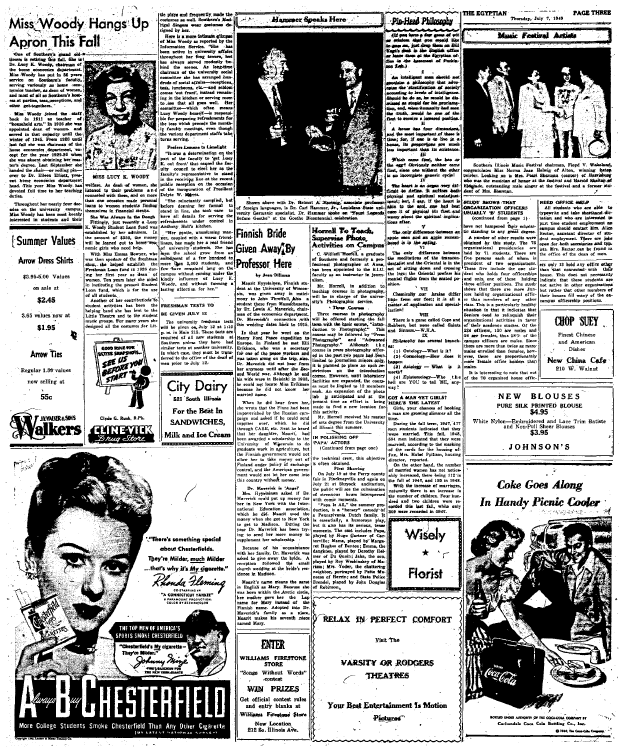# Miss Woody Hangs Up Apron This Fall

One of Southern's grand old-timers is retiring this fall. She is Dr. Lucy K. Woody, chairman of the home economics department. Miss Woody has put in 38 years service on Southern's faculty, serving variously as home economics teacher, as dean of women, and most of all as Southern's hostess at parties, teas, receptions, and other get-togethers.

Miss Woody joined the staff back in 1911 as teacher of "household arts." In 1926 she was appointed dean of women and served in that capacity until the winter of 1945. From 1928 until last fall she was chairman of the home economics department, except for the year 1929-30 when she was absent obtaining her master's degree. Last September she handed the chair—or rolling pin—over to Dr. Eileen Elliott, present home economics department head. This year Miss Woody has devoted full time to her teaching duties.

Throughout her nearly four decades on the university campus, Miss Woody has been most keenly interested in students and their welfare. As dean of women, she listened to their problems and counseled with them, and on more than one occasion made personal loans to women students finding themselves in financial straits.

MISS LUCY K. WOODY

**She Was Always In the Dough**

Fittingly, just recently a Lucy K. Woody Student Loan fund was established by her admirers. In the amount of $350, the money will be loaned out to home economic girls who need help.

With Miss Emma Bowyer, who was then sponsor of the freshman class, she helped establish the Freshman Loan fund in 1926 during her first year as dean of women. Ten years later she aided in instituting the present Student Loan fund, which is for the use of all students.

Another of her contributions to student activities has been the helping hand she has lent to the Little Theatre and to the student music groups. For many years she designed all the costumes for Little plays and frequently made the costumes as well. Southern's Madrigal Singers wear costumes designed by her.

Here is a more intimate glimpse of Miss Woody as reported by the Information Service. "She has been active in university affairs throughout her long tenure, but has always served modestly behind the scenes. As long-time chairman of the university social committee she has arranged hundreds of social affairs—receptions, teas, luncheons, etc.—and seldom comes 'out front', instead remaining in the kitchen or serving room to see that all goes well. Her committee—which often means Lucy Woody herself—is responsible for preparing refreshments for the teas which precede the monthly faculty meetings, even though the various department staffs take turns serving.

**Prefers Lemons to Limelight**

"It was a determination on the part of the faculty to 'get Lucy K. out front' that caused the faculty council to elect her as the faculty's representative to stand in the receiving line at the recent public reception on the occasion of the inauguration of President Delyte W. Morris.

"She reluctantly complied, but before donning her formal to stand in line, she took care to have all details for serving the refreshments under control in Anthony Hall's kitchen.

"Her gentle, unassuming manner, coupled with a warm friendliness, has made her a real friend of university students. She has seen the school grow from an enrollment of a few hundred to more than 3,000 students, and few have remained long on the campus without coming under the kindly influence of Lucy K. Woody, and without forming a lasting affection for her."

## FRESHMAN TESTS TO BE GIVEN JULY 12

The university freshman tests will be given on July 12 at 1:10 p. m. in Main 213. These tests are required of all new students at Southern unless they have had similar tests at another university. In which case, they must be transferred to the office of the dean of men prior to July 12.

## Summer Values

**Arrow Dress Shirts**

$3.95-5.00 Values

on sale at

**$2.45**

3.65 values now at

**$1.95**

**Arrow Ties**

Regular 1.50 values

now selling at

**55c**

J. V. WALKER & SONS

**Walkers**

GOOD RULE FOR BETTER SNAPSHOTS—SEE US BEFORE YOU START

Clyde G. Rush, R.Ph.

**CLINE-VICK Drug Store**

**City Dairy**

521 South Illinois

**For the Best In SANDWICHES, Milk and Ice Cream**

# Hammer Speaks Here

Shown above with Dr. Helmut A. Hartwig, associate professor of foreign languages, is Dr. Carl Hammer, Jr., Louisiana State university Germanic specialist. Dr. Hammer spoke on "Faust Legends Before Goethe" at the Goethe Bicentennial celebration.

# Finnish Bride Given Away By Professor Here

by Jean Dillman

Maarit Hyyrlainen, Finnish student at the University of Wisconsin, was given away in matrimony to John Threlfall, also a student there from Massachusetts, by Dr. Lewis A. Maverick, chairman of the economics department. Dr. Maverick's connection with this wedding dates back to 1915.

In that year he went on the Henry Ford Peace expedition to Europe. In Finland he met Elli Eriksson, who was a secretary for one of the peace workers and was taken along on the trip, also. Dr. Maverick did not hear from her anymore until after the Second World War. Although he and his wife were in Helsinki in 1933, he could not locate Miss Eriksson because he did not know her married name.

When he did hear from her, she wrote that the Finns had been impoverished by the Russian campaign and asked if he could send supplies over, which he did through CARE, etc. Next he heard that her daughter, Maarit, had been awarded a scholarship to the University of Wisconsin to do graduate work in agriculture, but the Finnish government would not allow her to take money out of Finland under policy of exchange control, and the American government would not let her come into this country without money.

**Dr. Maverick Is 'Angel'**

Mrs. Hyyrlainen asked if Dr. Maverick could put up money for her in New York with the International Education association, which he did. Maarit used the money when she got to New York to get to Madison. During the year Dr. Maverick has been trying to send her more money to supplement her scholarship.

Because of his acquaintance with her family, Dr. Maverick was asked to give away the bride. A reception followed the small church wedding at the bride's residence in Madison.

Maarit's name means the same in English as Mary. Because she was born within the Arctic circle, her mother gave her the Lap name for Mary instead of the Finnish name. Adopted into Dr. Maverick's family as a niece, Maarit makes his seventh niece named Mary.

# Pie-Head Philosophy

(If you have a few gems of wit or wisdom that you would like to pass on, just drop them on Bill Kopt's desk in the English office or leave them at the Egyptian office in the basement of Parkinson Lab.)

I

An intelligent man should not proclaim a philosophy that advocates the 'stratification of society' according to levels of intelligence. Should he do so, he would be dismissed as stupid for his proclamation, and, when humanity had seen the truth, would be one of the first to receive a lowered position.

II

A house has four dimensions, and the most important of these is time; for, if one is to live in a house, its proportions are much less important than its existence.

III

Which came first, the hen or the egg? Obviously neither came first, since one without the other is an incomplete generic cycle!

IV

The heart is an organ very difficult to define. It suffers both physical and spiritual maladjustment; but, I say, if the heart is akin to the soul, one had best care it of physical ills first and worry about the spiritual implications after.

V

The only difference between an apple seed and an apple remembered is in the eating.

VI

The only difference between the meditations of the transcendentalist and the Oriental is in the act of sitting down and crossing the legs; the Oriental prefers his mental flights from the seated position.

VII

Chemically our brains differ little from our feet; it is all a matter of application and specialization!

VIII

There is a game called Cops and Robbers, but none called Saints and Sinners.—W.H.A.

IX

Philosophy has several branches:

(1) Ontology—What is it?

(2) Cosmology—How does it happen?

(3) Axiology — What is it worth?

(4) Epistemology—Who the hell are YOU to tell ME, anyway?

## Horrell To Teach, Supervise Photo Activities on Campus

C. William Horrell, a graduate of Southern and formerly a professional photographer at Anna, has been appointed to the S.I.U. faculty as an instructor in journalism.

Mr. Horrell, in addition to teaching courses in photography, will be in charge of the university's Photographic service.

**Three Courses**

Three courses in photography will be offered starting the fall term with the basic course, "Introduction to Photography." This course may be followed by "Press Photography" and "Advanced Photography." Although the course in press photography offered in the past two years had been limited to journalism minors only, it is planned to place no such restrictions on the introduction course. However, until laboratory facilities are expanded, the courses must be limited to 12 members each. An expansion of the photo lab is anticipated and at the present time an effort is being made to find a new location for this activity.

Mr. Horrell received his master of arts degree from the University of Illinois this summer.

## IN POLISHING OFF 'PAPA' ACTORS

(Continued from page one)

the technical crew, this objective is often obtained.

**First Showing**

On July 19 at the Perry county fair in Pinckneyville and again on July 21 at Shryock auditorium, the public will see the culmination of strenuous hours interspersed with comic moments.

"Papa Is All," the summer production, is a "homey" comedy of a Pennsylvania Dutch family. It is essentially, a humorous play, but it also has its serious, tense moments. The cast includes Papa, played by Hugo Gartner of Carterville; Mama, played by Margaret Hughes of Benton; Emma, the daughter, played by Dorothy Helmer of Du Quoin; Jake, the son, played by Roy Weshinskey of Marissa; Mrs. Yoder, the chattering neighbor, portrayed by Patte Maneese of Herrin; and State Police Brendel, played by John Douglas of Robinson.

## GOT A MAN YET GIRLS? HERE'S THE LATEST

Girls, your chances of hooking a man are growing slimmer all the time.

During the fall term, 1947, 477 men students indicated that they were married. This fall, 1948, 594 men indicated that they were married, according to the marking of the cards for the housing office, Mrs. Mabel Pulliam, housing director, reported.

On the other hand, the number of married women has not noticeably increased, there being 112 in the fall of 1947, and 120 in 1948.

With the increase of marriages, naturally there is an increase in the number of children. Four hundred and two children were recorded this last fall, while only 309 were recorded in 1947.

**Wisely Florist**

## Music Festival Artists

Southern Illinois Music Festival chairman, Floyd V. Wakeland, congratulates Miss Norma Jean Holaday of Alton, winning baton twirler. Looking on is Mrs. Pearl Sherman (center) of Harrisburg who was the musician of honor at the festival and Harold Skelton of Eldorado, outstanding male singer at the festival and a former student of Mrs. Sherman.

## STUDY SHOWS THAT ORGANIZATION OFFICERS USUALLY 'B' STUDENTS

(continued from page 1)

have not hampered their scholastic standing to any great degree.

A number of other results were obtained by this study. The 76 organizational presidencies are held by 71 students. There are five persons each of whom is president of two organizations. These five include the one student who holds four officerships and only one of those holding three officer positions. The study shows that there are more Juniors holding organizational offices as than members of any other class. This is a particularly healthy situation in that it indicates that Seniors tend to relinquish their organizational activities in favor of their academic studies. Of the 224 officers, 130 are males and 94 are females, thus 58% of the campus officers are males. Since there are more than twice as many males enrolled than females, however, there are proportionately more female office holders than males.

It is interesting to note that out of the 70 organized house officers only 13 hold any office other than that connected with their house. This does not necessarily indicate that these students are not active in other organizations but rather that other members of their houses fill many of the on-campus officership positions.

## NEED OFFICE HELP

All students who are able to typewrite and take shorthand dictation and who are interested in part time student employment on campus should contact Mrs. Alice Rector, assistant director of student employment. There are jobs open for both secretaries and typists. Mrs. Rector can be found in the office of the dean of men.

**CHOP SUEY**

Finest Chinese and American Dishes

**New China Cafe**

210 W. Walnut

**NEW BLOUSES**

PURE SILK PRINTED BLOUSE **$4.95**

White Nylon—Embroidered and Lace Trim Batiste and Non-Pull Sheer Blouses **$3.95**

**JOHNSON'S**

**Coke Goes Along In Handy Picnic Cooler**

BOTTLED UNDER AUTHORITY OF THE COCA-COLA COMPANY BY Carbondale Coca Cola Bottling Co., Inc.

© 1949, The Coca-Cola Company

"There's something special about Chesterfields. They're Milder, much Milder ...that's why it's My cigarette." Rhonda Fleming

CO-STARRING IN "A CONNECTICUT YANKEE" A PARAMOUNT PRODUCTION COLOR BY TECHNICOLOR

THE TOP MEN OF AMERICA'S SPORTS SMOKE CHESTERFIELD

"Chesterfield's My cigarette—They're Milder." Johnny Mize FIRST BASEMAN FOR THE NEW YORK GIANTS

**Always Buy CHESTERFIELD**

More College Students Smoke Chesterfield Than Any Other Cigarette (BY LATEST NATIONAL SURVEY)

Copyright 1949, Liggett & Myers Tobacco Co.

**ENTER**

WILLIAMS FIRESTONE STORE

"Songs Without Words" contest

**WIN PRIZES**

Get official contest rules and entry blanks at Williams Firestone Store

New Location 212 So. Illinois Ave.

**RELAX IN PERFECT COMFORT**

Visit The

**VARSITY OR RODGERS THEATRES**

**Your Best Entertainment Is Motion Pictures**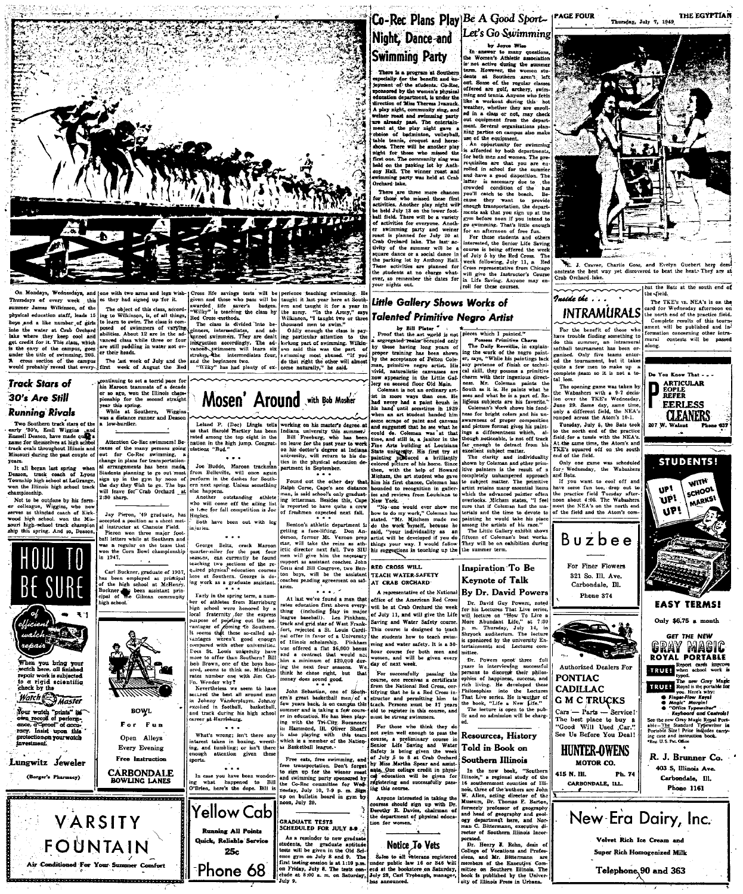On Mondays, Wednesdays, and Thursdays of every week this summer James Wilkinson, of the physical education staff, leads 15 boys and a like number of girls into the water at Crab Orchard lake where they keep cool and get credit for it. This class, which is the envy of the campus, goes under the title of swimming, 205. A cross section of the campus would probably reveal that everyone with two arms and legs wishes they had signed up for it.

The object of this class, according to Wilkinson, is, of all things, to learn to swim. The class is composed of swimmers of varying abilities. About 12 are in the advanced class while three or four are still paddling in water not over their heads.

The last week of July and the first week of August the Red Cross life savings tests will be given and those who pass will be awarded life saver's badges. "Wilky" is teaching the class by Red Cross methods.

The class is divided into beginners, intermediates, and advanced swimmers. They are dealt instruction accordingly. The advanced swimmers will learn six strokes, the intermediates four, and the beginners two.

"Wilky" has had plenty of experience teaching swimming. He taught it last year here at Southern and taught it for a year in the army. "In the Army," says Wilkinson, "I taught two or three thousand men to swim."

Oddly enough the class is paying particular attention to the kicking part of swimming. Wilkinson said this was the part of swimming most abused. "If you do that right the other will almost come naturally," he said.

# Co-Rec Plans Play Night, Dance and Swimming Party

There is a program at Southern especially for the benefit and enjoyment of the students. Co-Rec, sponsored by the women's physical education department, is under the direction of Miss Theresa Ivanuck. A play night, community sing, and weiner roast and swimming party are already past. The entertainment at the play night gave a choice of badminton, volleyball, table tennis, croquet and horseshoes. There will be another play night for those who missed the first one. The community sing was held on the parking lot by Anthony Hall. The weiner roast and swimming party was held at Crab Orchard lake.

There are three more chances for those who missed these first activities. Another play night will be held July 13 on the lower football field. There will be a variety of activities for everyone. Another swimming party and weiner roast is planned for July 20 at Crab Orchard lake. The last activity of the summer will be a square dance or a social dance in the parking lot by Anthony Hall. These activities are planned for the students at no charge whatever, so remember the dates for your nights out.

# Be A Good Sport— Let's Go Swimming

by Joyce Wise

In answer to many questions, the Women's Athletic association is not active during the summer term. However, the women students at Southern aren't left out. Some of the regular classes offered are golf, archery, swimming and tennis. Anyone who feels like a workout during this hot weather, whether they are enrolled in a class or not, may check out equipment from the department. Several organizations planning parties on campus also make use of the equipment.

An opportunity for swimming is afforded by both departments, for both men and women. The prerequisites are that you are enrolled in school for the summer and have a good disposition. The latter is necessary due to the crowded condition of the bus you'll catch to the beach. Because they want to provide enough transportation, the departments ask that you sign up at the gym before noon if you intend to go swimming. That's little enough for an afternoon of free fun.

For those students and others interested, the Senior Life Saving course is being offered the week of July 5 by the Red Cross. The week following, July 11, a Red Cross representative from Chicago will give the Instructor's Course in Life Saving. Anyone may enroll for these courses.

E. J. Craver, Charlie Goss, and Evelyn Guebert here demonstrate the best way yet discovered to beat the heat. They are at Crab Orchard lake.

## Track Stars of '30's Are Still Running Rivals

Two Southern track stars of the early '30's, Emil Wiggins and Russell Deason, have made quite a name for themselves at high school track ovals throughout Illinois and Missouri during the past couple of years.

It all began last spring when Deason, track coach of Lyons Township high school at LaGrange, won the Illinois high school track championship.

Not to be outdone by his former colleague, Wiggins, who now serves as thinclad coach of Kirkwood high school, won the Missouri high school track championship this spring. And so, Deason, continuing to set a torrid pace for his Maroon teammate of a decade or so ago, won the Illinois championship for the second straight year this spring.

While at Southern, Wiggins was a distance runner and Deason a low-hurdler.

Attention Co-Rec swimmers! Because of the many persons going out for Co-Rec swimming, a change in plans for transportational arrangements has been made. Students planning to go out must sign up in the gym by noon of the day they wish to go. The bus will leave for Crab Orchard at 2:30 sharp.

Jay Pieron, '49 graduate, has accepted a position as a sheet metal instructor at Chanute Field. Pieron won three major football letters while at Southern and was a regular on the team that won the Corn Bowl championship in 1947.

Carl Buckner, graduate of 1937, has been employed as principal of the high school at McHenry. Buckner has been assistant principal of the Gilman community high school.

# Mosen' Around with Bob Mosher

Leland P. (Doc) Lingle tells us that Harold Hartley has been rated among the top eight in the nation in the high jump. Congratulations "Bud."

\* \* \*

Joe Budde, Maroon trackman from Belleville, will once again perform in the dashes for Southern next spring. Unless something else happens.

Another outstanding athlete who will come off the ailing list in time for fall competition is Joe Hughes.

Both have been out with leg injuries.

\* \* \*

George Beltz, crack Maroon quarter-miler for the past four seasons, can currently be found teaching two sections of the required physical education courses here at Southern. George is doing work as a graduate assistant.

\* \* \*

Early in the spring term, a number of athletes from Harrisburg high school were honored by a local fraternity for the express purpose of pointing out the advantages of coming to Southern. It seems that these so-called advantages weren't good enough compared with other universities. Does St. Louis university have more to offer than Southern? Bill Bob Brown, one of the boys honored, seems to think so. Michigan rates number one with Jim Catlin. Wonder why?

Nevertheless we seem to have secured the best all around man in Johnny Vanderpluym. Johnny excelled in football, basketball, and track during his high school career at Harrisburg.

\* \* \*

What's wrong; isn't there any interest taken in boxing, wrestling, and tumbling; or isn't there enough attention given these sports.

\* \* \*

In case you have been wondering what happened to Bill O'Brien, here's the dope. Bill is working on his master's degree at Indiana university this summer.

Bill Freeburg, who has been on leave for the past year to work on his doctor's degree at Indiana university, will return to his duties in the physical education department in September.

\* \* \*

Found out the other day that Ralph Corse, Cape's ace distance man, is said school's only graduating letterman. Besides this, Cape is reported to have quite a crew of freshmen expected next fall.

\* \* \*

Benton's athletic department is getting a face-lifting. Don Anderson, former Mt. Vernon prep star, will take the reins as athletic director next fall. Two SIU men will give him the necessary support as assistant coaches. John Corn and Bill Cosgrove, two Benton boys, will be the assistant coaches pending agreement on salaries.

\* \* \*

At last we've found a man that rates education first above everything (including play in major league baseball). Les Pinkham, track and grid star of West Frankfort, rejected a St. Louis Cardinal offer in favor of a University of Illinois scholarship. Pinkham was offered a flat $6,000 bonus and a contract that would net him a minimum of $20,000 during the next four seasons. We think he chose right, but that money does sound good.

\* \* \*

John Sebastian, one of Southern's great basketball men of a few years back, is on campus this summer and is taking a few courses in education. He has been playing with the Tri-City Bucaneers in Hammond, Ill. Oliver Shoaff is also playing with this team which is a member of the National Basketball league.

\* \* \*

Free eats, free swimming, and free transportation. Don't forget to sign up for the wiener roast and swimming party sponsored by the Co-Rec committee for Wednesday, July 10, 7-9 p. m. Sign up on bulletin board in gym by noon, July 20.

## Little Gallery Shows Works of Talented Primitive Negro Artist

by Bill Plater

Proof that the art world is not a segregated "realm" occupied only by those having long years of proper training has been shown by the acceptance of Felton Coleman, primitive negro artist. His vivid, naturalistic canvasses are now appearing in the Little Gallery on second floor Old Main.

Coleman is not an ordinary artist in more ways than one. He had never had a paint brush in his hand until sometime in 1939 when an art student handed him some scraps of paint and canvass and suggested that he see what he could do. Coleman was at that time, and still is, a janitor in the Fine Arts building at Louisiana State university. His first try at painting produced a brilliantly colored picture of his home. Since then, with the help of Howard Michum, the art student who gave him his first chance, Coleman has bounded to recognition in galleries and reviews from Louisiana to New York.

"No one would ever show me how to do my work," Coleman has stated. "Mr. Mitchem made me do the work myself, because he said, 'your individuality as an artist will be developed if you do things your way. I would follow his suggestions in touching up the pieces which I painted."

### Possess Primitive Charm

The Daily Reveille, in explaining the work of the negro painter, says, "While his paintings lack any pretense of finish or technical skill, they possess a primitive charm with their ingenious directness. Mr. Coleman paints the South as it is. He paints what he sees and what he is a part of. Religious subjects are his favorite."

Coleman's work shows his fondness for bright colors and his unawareness of proper composition and picture format gives his paintings a differentness which, although noticeable, is not off track far enough to detract from his excellent subject matter.

The clarity and individuality shown by Coleman and other primitive painters is the result of a completely unhampered approach to subject matter. The primitive artist retains many essential items which the advanced painter often overlooks. Michem states, "I feel sure that if Coleman had the materials and the time to devote to painting he would take his place among the artists of his race."

The Little Gallery exhibit shows fifteen of Coleman's best works. They will be on exhibition during the summer term.

## RED CROSS WILL TEACH WATER SAFETY AT CRAB ORCHARD

A representative of the National office of the American Red Cross will be at Crab Orchard the week of July 11, and will give the Life Saving and Water Safety course. This course is designed to teach the students how to teach swimming and water safety. It is a 30-hour course for both men and women, and will be given every day of next week.

For successfully passing the course, one receives a certificate from the National Red Cross, certifying that he is a Red Cross instructor and permitting him to teach. Persons must be 17 years old to register in this course, and must be strong swimmers.

For those who think they do not swim well enough to pass the course, a preliminary course in Senior Life Saving and Water Safety is being given the week of July 5 to 8 at Crab Orchard by Miss Martha Spear and assistants. One college credit in physical education will be given for registering and successfully passing this course.

Anyone interested in taking the courses should sign up with Dr. Dorothy R. Davies, chairman of the department of physical education for women.

## Inspiration To Be Keynote of Talk By Dr. David Powers

Dr. David Guy Powers, noted for his Lectures That Live series, will lecture on "How To Live a More Abundant Life," at 7:30 p. m. Thursday, July 14, in Shryock auditorium. The lecture is sponsored by the university Entertainments and Lectures committee.

Dr. Powers spent three full years in interviewing successful persons to discover their philosophies of happiness, success, and rich living. He developed these Philosophies into the Lectures That Live series. He is author of the book, "Life a New Life."

The lecture is open to the public and no admission will be charged.

## Resources, History Told in Book on Southern Illinois

In the new book, "Southern Illinois," a regional study of the 16 southernmost counties of Illinois, three of the authors are John W. Allen, acting director of the Museum, Dr. Thomas F. Barton, formerly professor of geography and head of geography and geology department here, and Norman C. Bittermann, executive director of Southern Illinois Incorporated.

Dr. Henry J. Rehn, dean of College of Vocations and Professions, and Mr. Bittermann are members of the Executive Committee on Southern Illinois. The book is published by the University of Illinois Press in Urbana.

## GRADUATE TESTS SCHEDULED FOR JULY 8-9

As a reminder to new graduate students, the graduate aptitude tests will be given in the Old Science gym on July 8 and 9. The first testing session is at 1:10 p.m. on Friday, July 8. The tests conclude at 8:00 a. m. on Saturday, July 9.

## Notice To Vets

Sales to all veterans registered under public law 16 or 346 will end at the bookstore on Saturday, July 23, Carl Trobaugh, manager, has announced.

# Inside the . . . INTRAMURALS

For the benefit of those who have trouble finding something to do this summer, an intramural softball tournament has been organized. Only five teams entered the tournament, but it takes quite a few men to make up a complete team so it is not a total loss.

The opening game was taken by the Wabashers with a 9-7 decision over the TKE's Wednesday, June 29. Same day, same time, only a different field, the NEA's romped across the Atom's 10-1.

Tuesday, July 5, the Bats took to the north end of the practice field for a tussle with the NEA's. At the same time, the Atom's and TKE's squared off on the south end of the field.

Only one game was scheduled for Wednesday, the Wabashers and Bats.

If you want to cool off and have some fun too, drop out to the practice field Tuesday afternoon about 4:00. The Wabashers meet the NEA's on the north end of the field and the Atom's combat the Bats at the south end of the field.

The TKE's vs. NEA's is on the card for Wednesday afternoon on the north end of the practice field.

Complete results of this tournament will be published and information concerning other intramural contests will be passed along.

---

HOW TO BE SURE of efficient watch repair

When you bring your watch here, all finished repair work is subjected to a rigid scientific check by the Watch Master

Your watch "prints" its own record of performance, a "proof" of accuracy. Insist upon this protection on your watch investment.

Lungwitz Jeweler
(Berger's Pharmacy)

---

BOWL
For Fun
Open Alleys
Every Evening
Free Instruction
CARBONDALE BOWLING LANES

---

VARSITY FOUNTAIN
Air Conditioned For Your Summer Comfort

---

Yellow Cab
Running All Points
Quick, Reliable Service
25c
Phone 68

---

Do You Know That - - -
PARTICULAR PEOPLE PREFER PEERLESS CLEANERS
207 W. Walnut   Phone 637

---

STUDENTS!
UP! UP! UP! WITH SCHOOL MARKS!

EASY TERMS!
Only $6.75 a month

GET THE NEW GRAY MAGIC ROYAL PORTABLE

TRUE! Report cards improve when school work is typed.

TRUE! The new Gray Magic Royal is the portable for you. Here's why:
- Finger-Flow Keys!
- Magic* Margin!
- "Office Typewriter" Keyboard and Controls!

See the new Gray Magic Royal Portable—The Standard Typewriter in Portable Size! Price includes carrying case and instruction book.
*Reg. U.S. Pat. Office

R. J. Brunner Co.
403 S. Illinois Ave.
Carbondale, Ill.
Phone 1161

---

Buzbee
For Finer Flowers
321 So. Ill. Ave.
Carbondale, Ill.
Phone 374

---

Authorized Dealers For
PONTIAC
CADILLAC
G M C TRUCKS
Cars — Parts — Service!
The best place to buy a "Good Will Used Car."
See Us Before You Deal!

HUNTER-OWENS MOTOR CO.
415 N. Ill.   Ph. 74
CARBONDALE, ILL.

---

New Era Dairy, Inc.
Velvet Rich Ice Cream and Super Rich Homogenized Milk
Telephone 90 and 363